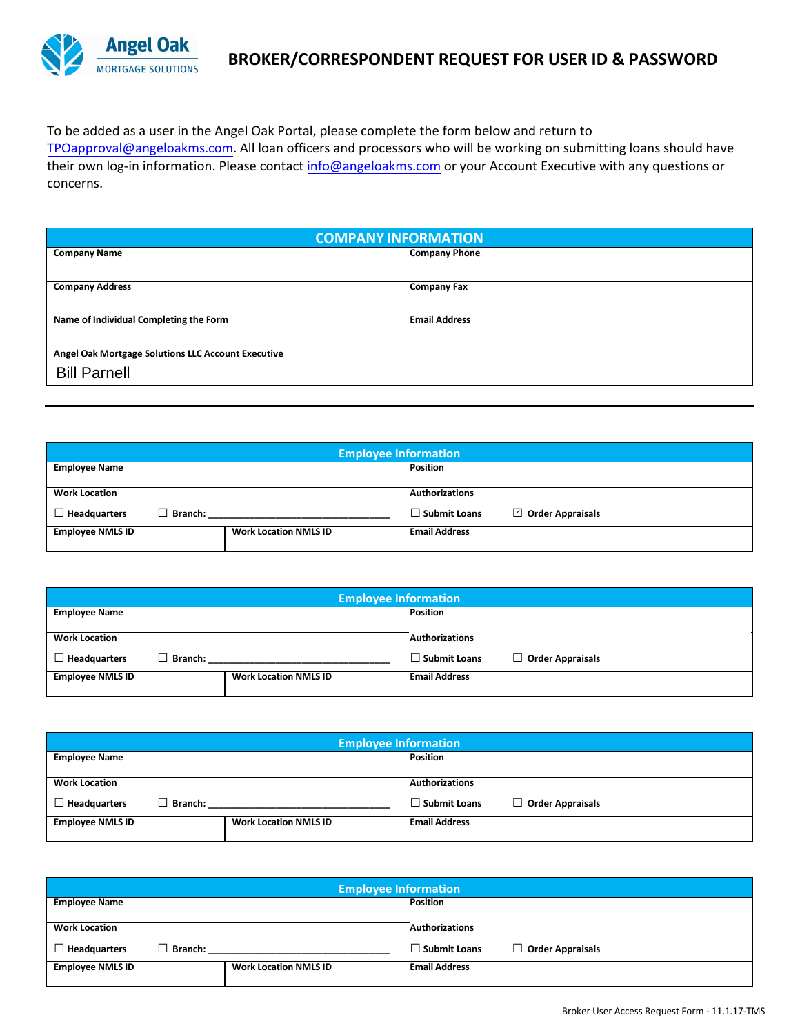Angel Oak MORTGAGE SOLUTIONS

# BROKER/CORRESPONDENT REQUEST FOR USER ID & PASSWORD

To be added as a user in the Angel Oak Portal, please complete the form below and return to TPOapproval@angeloakms.com. All loan officers and processors who will be working on submitting loans should have their own log-in information. Please contact info@angeloakms.com or your Account Executive with any questions or concerns.

| COMPANY INFORMATION | |
|---|---|
| **Company Name** | **Company Phone** |
| **Company Address** | **Company Fax** |
| **Name of Individual Completing the Form** | **Email Address** |
| **Angel Oak Mortgage Solutions LLC Account Executive**<br>Bill Parnell | |

| Employee Information | | |
|---|---|---|
| **Employee Name** | | **Position** |
| **Work Location**<br>☐ **Headquarters** ☐ **Branch:** ____________________ | | **Authorizations**<br>☐ **Submit Loans** ☑ **Order Appraisals** |
| **Employee NMLS ID** | **Work Location NMLS ID** | **Email Address** |

| Employee Information | | |
|---|---|---|
| **Employee Name** | | **Position** |
| **Work Location**<br>☐ **Headquarters** ☐ **Branch:** ____________________ | | **Authorizations**<br>☐ **Submit Loans** ☐ **Order Appraisals** |
| **Employee NMLS ID** | **Work Location NMLS ID** | **Email Address** |

| Employee Information | | |
|---|---|---|
| **Employee Name** | | **Position** |
| **Work Location**<br>☐ **Headquarters** ☐ **Branch:** ____________________ | | **Authorizations**<br>☐ **Submit Loans** ☐ **Order Appraisals** |
| **Employee NMLS ID** | **Work Location NMLS ID** | **Email Address** |

| Employee Information | | |
|---|---|---|
| **Employee Name** | | **Position** |
| **Work Location**<br>☐ **Headquarters** ☐ **Branch:** ____________________ | | **Authorizations**<br>☐ **Submit Loans** ☐ **Order Appraisals** |
| **Employee NMLS ID** | **Work Location NMLS ID** | **Email Address** |

Broker User Access Request Form - 11.1.17-TMS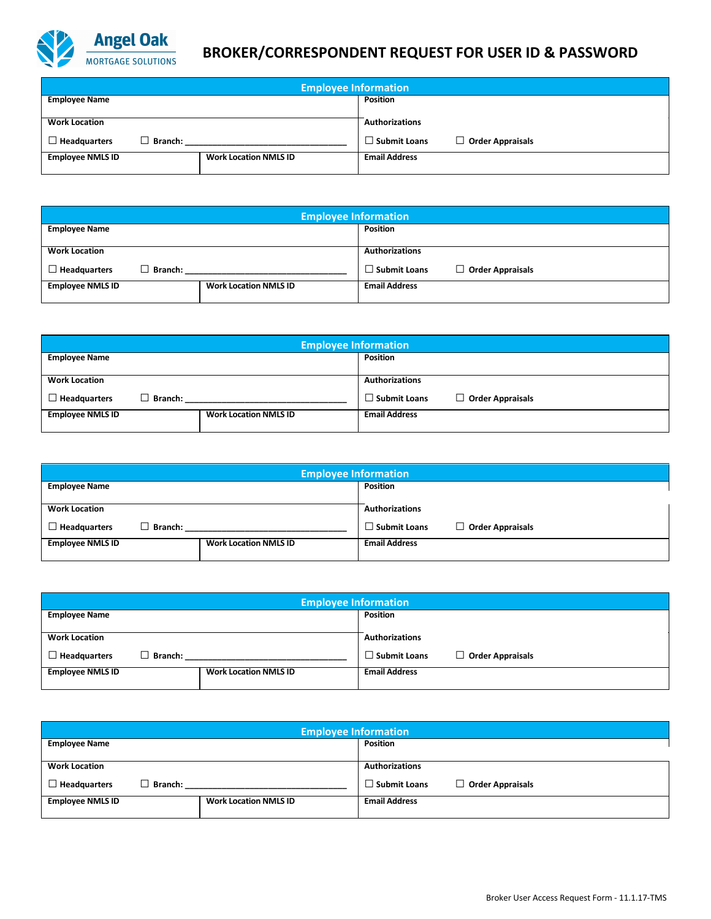Angel Oak MORTGAGE SOLUTIONS

# BROKER/CORRESPONDENT REQUEST FOR USER ID & PASSWORD

| Employee Information | | |
|---|---|---|
| **Employee Name** | | **Position** |
| **Work Location**<br>☐ **Headquarters** ☐ **Branch:** ____________________ | | **Authorizations**<br>☐ **Submit Loans** ☐ **Order Appraisals** |
| **Employee NMLS ID** | **Work Location NMLS ID** | **Email Address** |

| Employee Information | | |
|---|---|---|
| **Employee Name** | | **Position** |
| **Work Location**<br>☐ **Headquarters** ☐ **Branch:** ____________________ | | **Authorizations**<br>☐ **Submit Loans** ☐ **Order Appraisals** |
| **Employee NMLS ID** | **Work Location NMLS ID** | **Email Address** |

| Employee Information | | |
|---|---|---|
| **Employee Name** | | **Position** |
| **Work Location**<br>☐ **Headquarters** ☐ **Branch:** ____________________ | | **Authorizations**<br>☐ **Submit Loans** ☐ **Order Appraisals** |
| **Employee NMLS ID** | **Work Location NMLS ID** | **Email Address** |

| Employee Information | | |
|---|---|---|
| **Employee Name** | | **Position** |
| **Work Location**<br>☐ **Headquarters** ☐ **Branch:** ____________________ | | **Authorizations**<br>☐ **Submit Loans** ☐ **Order Appraisals** |
| **Employee NMLS ID** | **Work Location NMLS ID** | **Email Address** |

| Employee Information | | |
|---|---|---|
| **Employee Name** | | **Position** |
| **Work Location**<br>☐ **Headquarters** ☐ **Branch:** ____________________ | | **Authorizations**<br>☐ **Submit Loans** ☐ **Order Appraisals** |
| **Employee NMLS ID** | **Work Location NMLS ID** | **Email Address** |

| Employee Information | | |
|---|---|---|
| **Employee Name** | | **Position** |
| **Work Location**<br>☐ **Headquarters** ☐ **Branch:** ____________________ | | **Authorizations**<br>☐ **Submit Loans** ☐ **Order Appraisals** |
| **Employee NMLS ID** | **Work Location NMLS ID** | **Email Address** |

Broker User Access Request Form - 11.1.17-TMS